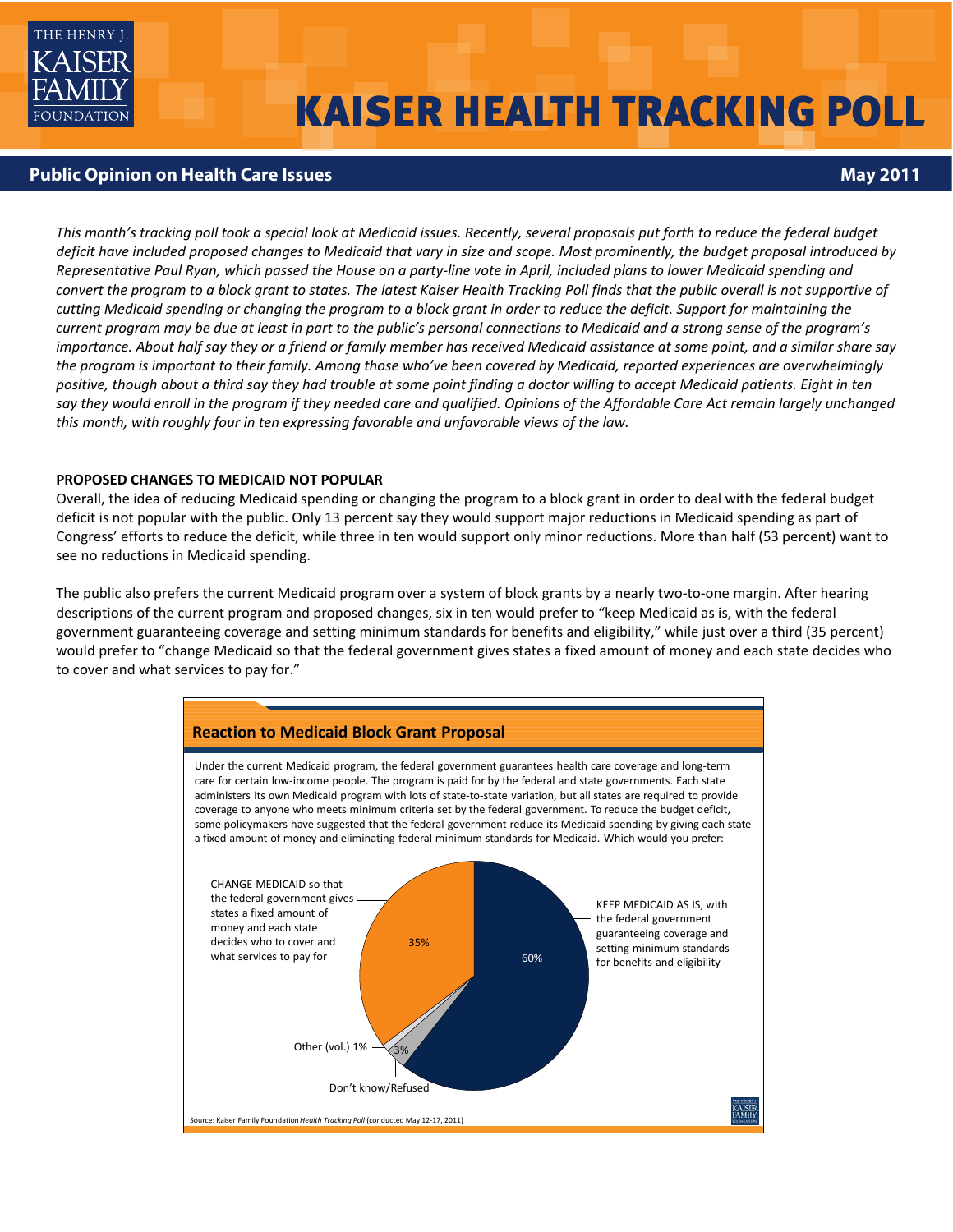# KAISER HEALTH TRACKING POLL

## Public Opinion on Health Care Issues — May 2011

*This month's tracking poll took a special look at Medicaid issues. Recently, several proposals put forth to reduce the federal budget deficit have included proposed changes to Medicaid that vary in size and scope. Most prominently, the budget proposal introduced by Representative Paul Ryan, which passed the House on a party-line vote in April, included plans to lower Medicaid spending and convert the program to a block grant to states. The latest Kaiser Health Tracking Poll finds that the public overall is not supportive of cutting Medicaid spending or changing the program to a block grant in order to reduce the deficit. Support for maintaining the current program may be due at least in part to the public's personal connections to Medicaid and a strong sense of the program's importance. About half say they or a friend or family member has received Medicaid assistance at some point, and a similar share say the program is important to their family. Among those who've been covered by Medicaid, reported experiences are overwhelmingly positive, though about a third say they had trouble at some point finding a doctor willing to accept Medicaid patients. Eight in ten say they would enroll in the program if they needed care and qualified. Opinions of the Affordable Care Act remain largely unchanged this month, with roughly four in ten expressing favorable and unfavorable views of the law.*

### PROPOSED CHANGES TO MEDICAID NOT POPULAR

Overall, the idea of reducing Medicaid spending or changing the program to a block grant in order to deal with the federal budget deficit is not popular with the public. Only 13 percent say they would support major reductions in Medicaid spending as part of Congress' efforts to reduce the deficit, while three in ten would support only minor reductions. More than half (53 percent) want to see no reductions in Medicaid spending.

The public also prefers the current Medicaid program over a system of block grants by a nearly two-to-one margin. After hearing descriptions of the current program and proposed changes, six in ten would prefer to "keep Medicaid as is, with the federal government guaranteeing coverage and setting minimum standards for benefits and eligibility," while just over a third (35 percent) would prefer to "change Medicaid so that the federal government gives states a fixed amount of money and each state decides who to cover and what services to pay for."

**Reaction to Medicaid Block Grant Proposal**

Under the current Medicaid program, the federal government guarantees health care coverage and long-term care for certain low-income people. The program is paid for by the federal and state governments. Each state administers its own Medicaid program with lots of state-to-state variation, but all states are required to provide coverage to anyone who meets minimum criteria set by the federal government. To reduce the budget deficit, some policymakers have suggested that the federal government reduce its Medicaid spending by giving each state a fixed amount of money and eliminating federal minimum standards for Medicaid. Which would you prefer:

| Response | Percent |
|---|---|
| KEEP MEDICAID AS IS, with the federal government guaranteeing coverage and setting minimum standards for benefits and eligibility | 60% |
| CHANGE MEDICAID so that the federal government gives states a fixed amount of money and each state decides who to cover and what services to pay for | 35% |
| Don't know/Refused | 3% |
| Other (vol.) | 1% |

Source: Kaiser Family Foundation *Health Tracking Poll* (conducted May 12-17, 2011)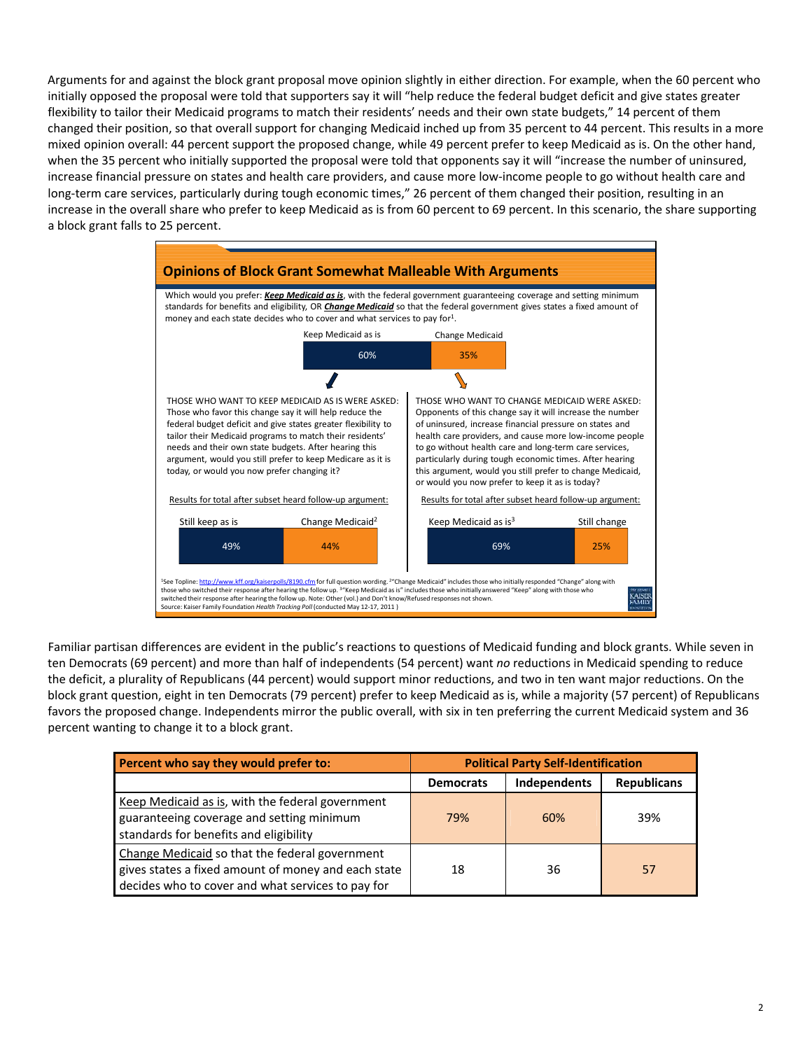Arguments for and against the block grant proposal move opinion slightly in either direction. For example, when the 60 percent who initially opposed the proposal were told that supporters say it will "help reduce the federal budget deficit and give states greater flexibility to tailor their Medicaid programs to match their residents' needs and their own state budgets," 14 percent of them changed their position, so that overall support for changing Medicaid inched up from 35 percent to 44 percent. This results in a more mixed opinion overall: 44 percent support the proposed change, while 49 percent prefer to keep Medicaid as is. On the other hand, when the 35 percent who initially supported the proposal were told that opponents say it will "increase the number of uninsured, increase financial pressure on states and health care providers, and cause more low-income people to go without health care and long-term care services, particularly during tough economic times," 26 percent of them changed their position, resulting in an increase in the overall share who prefer to keep Medicaid as is from 60 percent to 69 percent. In this scenario, the share supporting a block grant falls to 25 percent.

## Opinions of Block Grant Somewhat Malleable With Arguments

Which would you prefer: ***Keep Medicaid as is***, with the federal government guaranteeing coverage and setting minimum standards for benefits and eligibility, OR ***Change Medicaid*** so that the federal government gives states a fixed amount of money and each state decides who to cover and what services to pay for[1].

| Keep Medicaid as is | Change Medicaid |
| --- | --- |
| 60% | 35% |

THOSE WHO WANT TO KEEP MEDICAID AS IS WERE ASKED: Those who favor this change say it will help reduce the federal budget deficit and give states greater flexibility to tailor their Medicaid programs to match their residents' needs and their own state budgets. After hearing this argument, would you still prefer to keep Medicare as it is today, or would you now prefer changing it?

Results for total after subset heard follow-up argument:

| Still keep as is | Change Medicaid[2] |
| --- | --- |
| 49% | 44% |

THOSE WHO WANT TO CHANGE MEDICAID WERE ASKED: Opponents of this change say it will increase the number of uninsured, increase financial pressure on states and health care providers, and cause more low-income people to go without health care and long-term care services, particularly during tough economic times. After hearing this argument, would you still prefer to change Medicaid, or would you now prefer to keep it as is today?

Results for total after subset heard follow-up argument:

| Keep Medicaid as is[3] | Still change |
| --- | --- |
| 69% | 25% |

[1]See Topline: http://www.kff.org/kaiserpolls/8190.cfm for full question wording. [2]"Change Medicaid" includes those who initially responded "Change" along with those who switched their response after hearing the follow up. [3]"Keep Medicaid as is" includes those who initially answered "Keep" along with those who switched their response after hearing the follow up. Note: Other (vol.) and Don't know/Refused responses not shown.
Source: Kaiser Family Foundation *Health Tracking Poll* (conducted May 12-17, 2011 )

Familiar partisan differences are evident in the public's reactions to questions of Medicaid funding and block grants. While seven in ten Democrats (69 percent) and more than half of independents (54 percent) want *no* reductions in Medicaid spending to reduce the deficit, a plurality of Republicans (44 percent) would support minor reductions, and two in ten want major reductions. On the block grant question, eight in ten Democrats (79 percent) prefer to keep Medicaid as is, while a majority (57 percent) of Republicans favors the proposed change. Independents mirror the public overall, with six in ten preferring the current Medicaid system and 36 percent wanting to change it to a block grant.

| Percent who say they would prefer to: | Political Party Self-Identification | | |
| --- | --- | --- | --- |
| | Democrats | Independents | Republicans |
| Keep Medicaid as is, with the federal government guaranteeing coverage and setting minimum standards for benefits and eligibility | 79% | 60% | 39% |
| Change Medicaid so that the federal government gives states a fixed amount of money and each state decides who to cover and what services to pay for | 18 | 36 | 57 |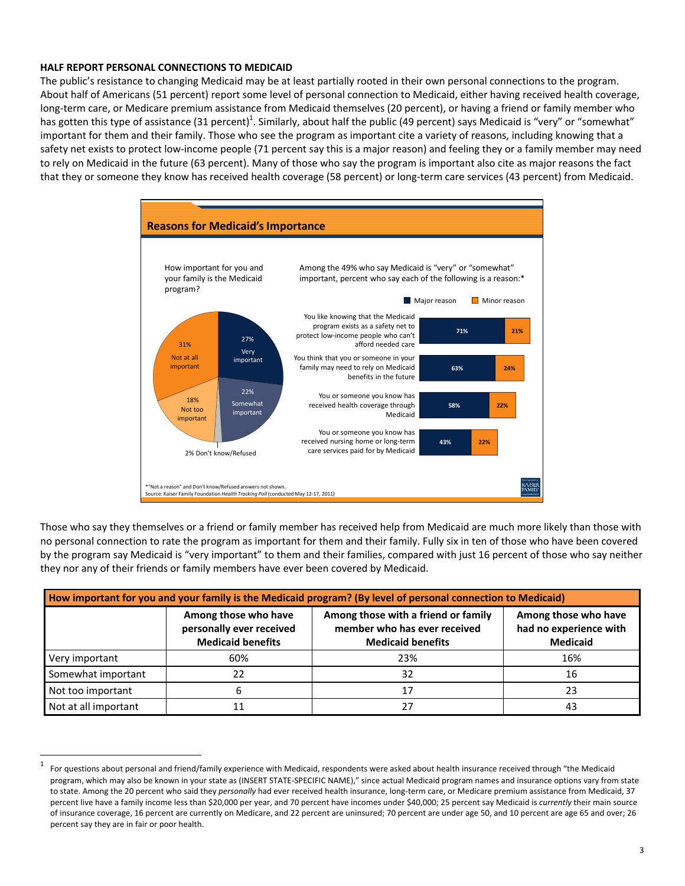**HALF REPORT PERSONAL CONNECTIONS TO MEDICAID**

The public's resistance to changing Medicaid may be at least partially rooted in their own personal connections to the program. About half of Americans (51 percent) report some level of personal connection to Medicaid, either having received health coverage, long-term care, or Medicare premium assistance from Medicaid themselves (20 percent), or having a friend or family member who has gotten this type of assistance (31 percent)[1]. Similarly, about half the public (49 percent) says Medicaid is "very" or "somewhat" important for them and their family. Those who see the program as important cite a variety of reasons, including knowing that a safety net exists to protect low-income people (71 percent say this is a major reason) and feeling they or a family member may need to rely on Medicaid in the future (63 percent). Many of those who say the program is important also cite as major reasons the fact that they or someone they know has received health coverage (58 percent) or long-term care services (43 percent) from Medicaid.

**Reasons for Medicaid's Importance**

How important for you and your family is the Medicaid program?

| Response | Percent |
|---|---|
| Very important | 27% |
| Somewhat important | 22% |
| Not too important | 18% |
| Not at all important | 31% |
| Don't know/Refused | 2% |

Among the 49% who say Medicaid is "very" or "somewhat" important, percent who say each of the following is a reason:*

| | Major reason | Minor reason |
|---|---|---|
| You like knowing that the Medicaid program exists as a safety net to protect low-income people who can't afford needed care | 71% | 21% |
| You think that you or someone in your family may need to rely on Medicaid benefits in the future | 63% | 24% |
| You or someone you know has received health coverage through Medicaid | 58% | 22% |
| You or someone you know has received nursing home or long-term care services paid for by Medicaid | 43% | 22% |

*"Not a reason" and Don't know/Refused answers not shown.
Source: Kaiser Family Foundation *Health Tracking Poll* (conducted May 12-17, 2011)

Those who say they themselves or a friend or family member has received help from Medicaid are much more likely than those with no personal connection to rate the program as important for them and their family. Fully six in ten of those who have been covered by the program say Medicaid is "very important" to them and their families, compared with just 16 percent of those who say neither they nor any of their friends or family members have ever been covered by Medicaid.

**How important for you and your family is the Medicaid program? (By level of personal connection to Medicaid)**

| | Among those who have personally ever received Medicaid benefits | Among those with a friend or family member who has ever received Medicaid benefits | Among those who have had no experience with Medicaid |
|---|---|---|---|
| Very important | 60% | 23% | 16% |
| Somewhat important | 22 | 32 | 16 |
| Not too important | 6 | 17 | 23 |
| Not at all important | 11 | 27 | 43 |

[1] For questions about personal and friend/family experience with Medicaid, respondents were asked about health insurance received through "the Medicaid program, which may also be known in your state as (INSERT STATE-SPECIFIC NAME)," since actual Medicaid program names and insurance options vary from state to state. Among the 20 percent who said they *personally* had ever received health insurance, long-term care, or Medicare premium assistance from Medicaid, 37 percent live have a family income less than $20,000 per year, and 70 percent have incomes under $40,000; 25 percent say Medicaid is *currently* their main source of insurance coverage, 16 percent are currently on Medicare, and 22 percent are uninsured; 70 percent are under age 50, and 10 percent are age 65 and over; 26 percent say they are in fair or poor health.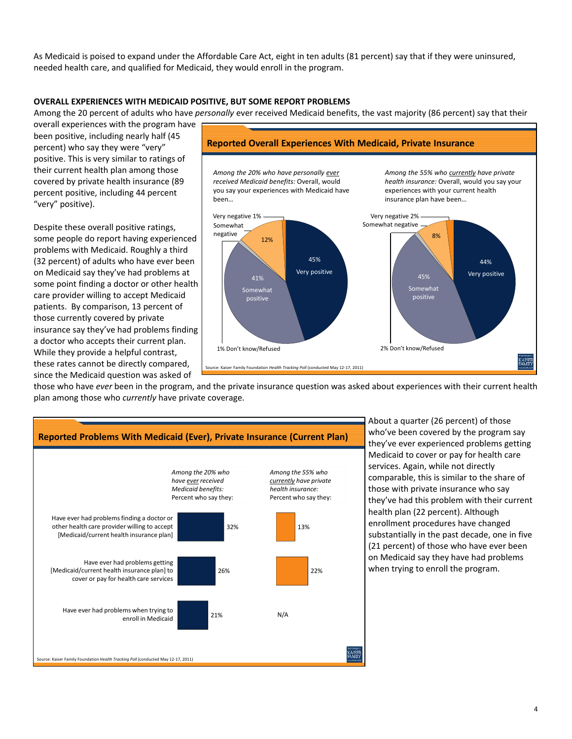As Medicaid is poised to expand under the Affordable Care Act, eight in ten adults (81 percent) say that if they were uninsured, needed health care, and qualified for Medicaid, they would enroll in the program.

**OVERALL EXPERIENCES WITH MEDICAID POSITIVE, BUT SOME REPORT PROBLEMS**

Among the 20 percent of adults who have *personally* ever received Medicaid benefits, the vast majority (86 percent) say that their overall experiences with the program have been positive, including nearly half (45 percent) who say they were "very" positive. This is very similar to ratings of their current health plan among those covered by private health insurance (89 percent positive, including 44 percent "very" positive).

**Reported Overall Experiences With Medicaid, Private Insurance**

| Response | *Among the 20% who have personally ever received Medicaid benefits:* Overall, would you say your experiences with Medicaid have been… | *Among the 55% who currently have private health insurance:* Overall, would you say your experiences with your current health insurance plan have been… |
|---|---|---|
| Very positive | 45% | 44% |
| Somewhat positive | 41% | 45% |
| Somewhat negative | 12% | 8% |
| Very negative | 1% | 2% |
| Don't know/Refused | 1% | 2% |

Source: Kaiser Family Foundation *Health Tracking Poll* (conducted May 12-17, 2011)

Despite these overall positive ratings, some people do report having experienced problems with Medicaid. Roughly a third (32 percent) of adults who have ever been on Medicaid say they've had problems at some point finding a doctor or other health care provider willing to accept Medicaid patients. By comparison, 13 percent of those currently covered by private insurance say they've had problems finding a doctor who accepts their current plan. While they provide a helpful contrast, these rates cannot be directly compared, since the Medicaid question was asked of those who have *ever* been in the program, and the private insurance question was asked about experiences with their current health plan among those who *currently* have private coverage.

**Reported Problems With Medicaid (Ever), Private Insurance (Current Plan)**

| | *Among the 20% who have ever received Medicaid benefits:* Percent who say they: | *Among the 55% who currently have private health insurance:* Percent who say they: |
|---|---|---|
| Have ever had problems finding a doctor or other health care provider willing to accept [Medicaid/current health insurance plan] | 32% | 13% |
| Have ever had problems getting [Medicaid/current health insurance plan] to cover or pay for health care services | 26% | 22% |
| Have ever had problems when trying to enroll in Medicaid | 21% | N/A |

Source: Kaiser Family Foundation *Health Tracking Poll* (conducted May 12-17, 2011)

About a quarter (26 percent) of those who've been covered by the program say they've ever experienced problems getting Medicaid to cover or pay for health care services. Again, while not directly comparable, this is similar to the share of those with private insurance who say they've had this problem with their current health plan (22 percent). Although enrollment procedures have changed substantially in the past decade, one in five (21 percent) of those who have ever been on Medicaid say they have had problems when trying to enroll the program.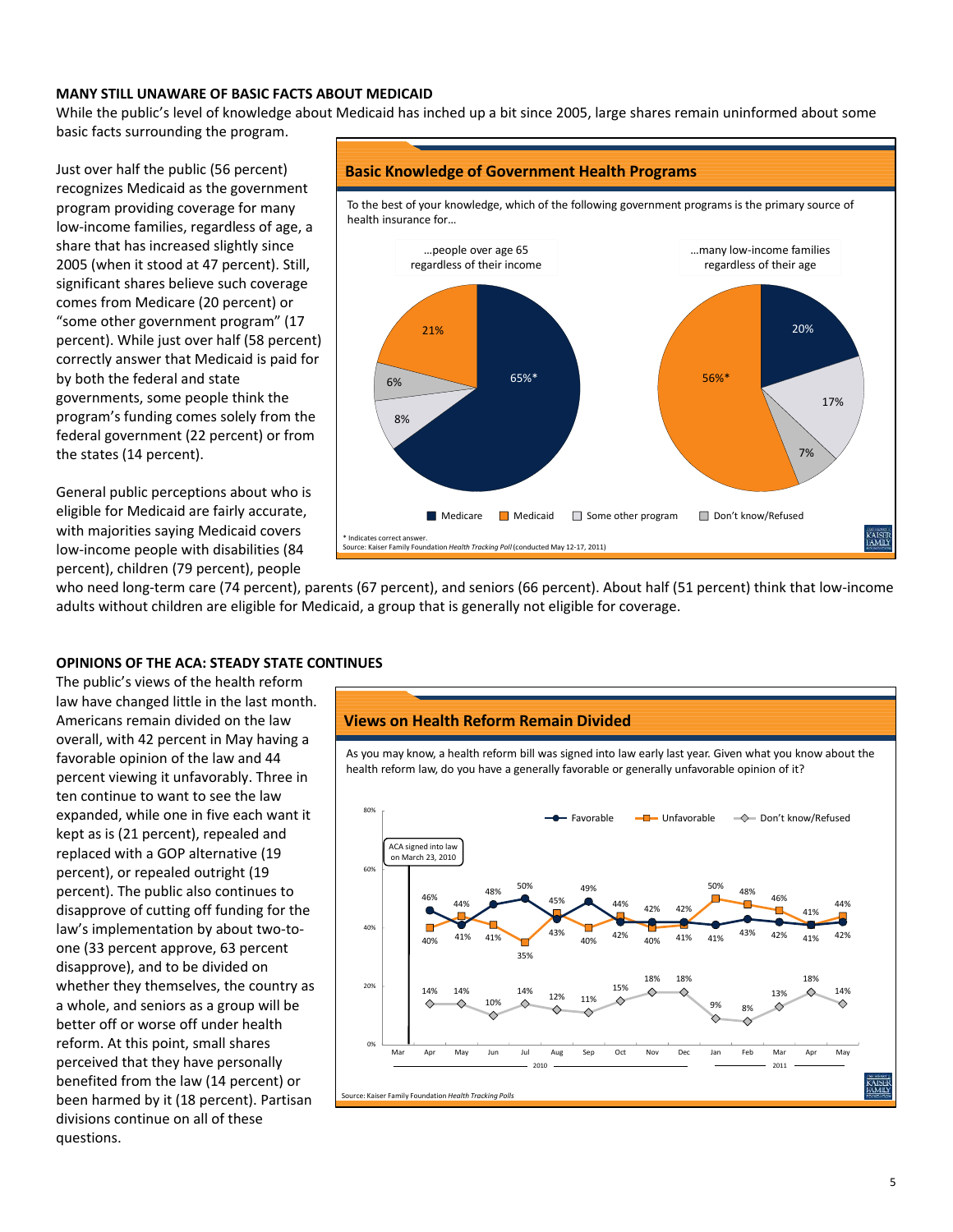## MANY STILL UNAWARE OF BASIC FACTS ABOUT MEDICAID

While the public's level of knowledge about Medicaid has inched up a bit since 2005, large shares remain uninformed about some basic facts surrounding the program.

Just over half the public (56 percent) recognizes Medicaid as the government program providing coverage for many low-income families, regardless of age, a share that has increased slightly since 2005 (when it stood at 47 percent). Still, significant shares believe such coverage comes from Medicare (20 percent) or "some other government program" (17 percent). While just over half (58 percent) correctly answer that Medicaid is paid for by both the federal and state governments, some people think the program's funding comes solely from the federal government (22 percent) or from the states (14 percent).

**Basic Knowledge of Government Health Programs**

To the best of your knowledge, which of the following government programs is the primary source of health insurance for…

| | …people over age 65 regardless of their income | …many low-income families regardless of their age |
|---|---|---|
| Medicare | 65%* | 20% |
| Medicaid | 21% | 56%* |
| Some other program | 8% | 17% |
| Don't know/Refused | 6% | 7% |

\* Indicates correct answer.
Source: Kaiser Family Foundation *Health Tracking Poll* (conducted May 12-17, 2011)

General public perceptions about who is eligible for Medicaid are fairly accurate, with majorities saying Medicaid covers low-income people with disabilities (84 percent), children (79 percent), people who need long-term care (74 percent), parents (67 percent), and seniors (66 percent). About half (51 percent) think that low-income adults without children are eligible for Medicaid, a group that is generally not eligible for coverage.

## OPINIONS OF THE ACA: STEADY STATE CONTINUES

The public's views of the health reform law have changed little in the last month. Americans remain divided on the law overall, with 42 percent in May having a favorable opinion of the law and 44 percent viewing it unfavorably. Three in ten continue to want to see the law expanded, while one in five each want it kept as is (21 percent), repealed and replaced with a GOP alternative (19 percent), or repealed outright (19 percent). The public also continues to disapprove of cutting off funding for the law's implementation by about two-to-one (33 percent approve, 63 percent disapprove), and to be divided on whether they themselves, the country as a whole, and seniors as a group will be better off or worse off under health reform. At this point, small shares perceived that they have personally benefited from the law (14 percent) or been harmed by it (18 percent). Partisan divisions continue on all of these questions.

**Views on Health Reform Remain Divided**

As you may know, a health reform bill was signed into law early last year. Given what you know about the health reform law, do you have a generally favorable or generally unfavorable opinion of it?

(ACA signed into law on March 23, 2010)

| | Apr 2010 | May | Jun | Jul | Aug | Sep | Oct | Nov | Dec | Jan 2011 | Feb | Mar | Apr | May |
|---|---|---|---|---|---|---|---|---|---|---|---|---|---|---|
| Favorable | 46% | 41% | 48% | 50% | 43% | 49% | 42% | 42% | 42% | 41% | 43% | 42% | 41% | 42% |
| Unfavorable | 40% | 44% | 41% | 35% | 45% | 40% | 44% | 40% | 41% | 50% | 48% | 46% | 41% | 44% |
| Don't know/Refused | 14% | 14% | 10% | 14% | 12% | 11% | 15% | 18% | 18% | 9% | 8% | 13% | 18% | 14% |

Source: Kaiser Family Foundation *Health Tracking Polls*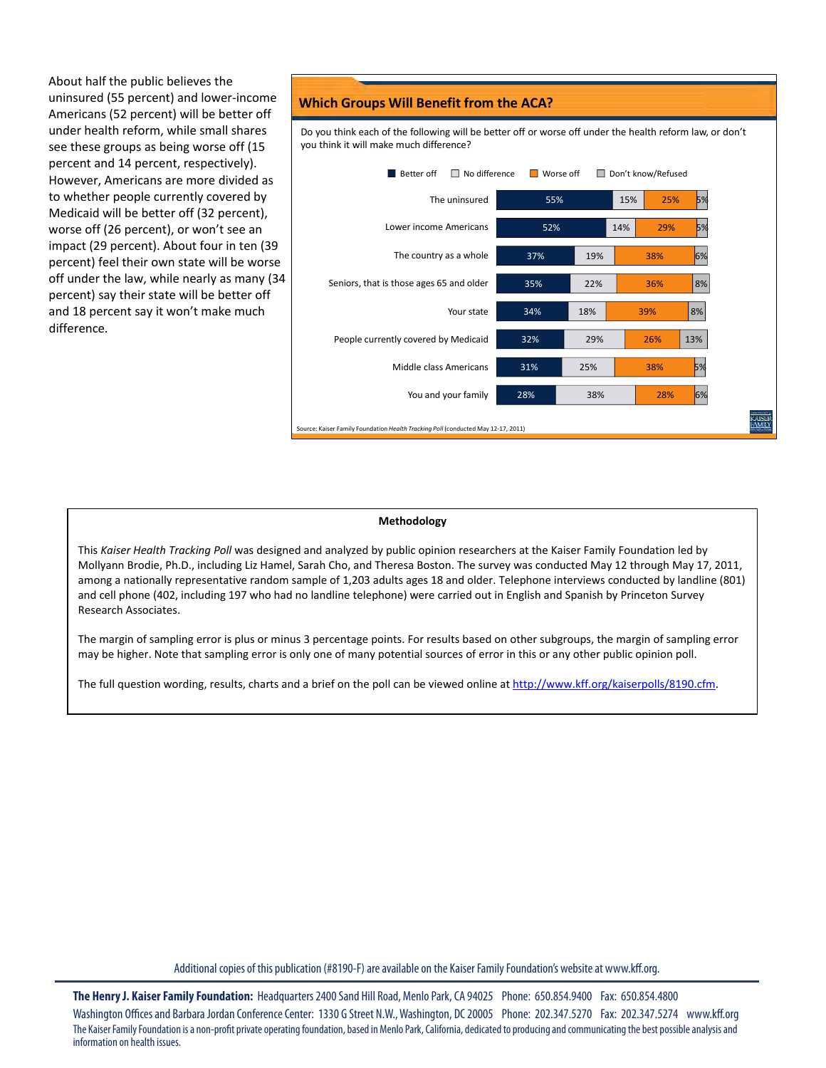About half the public believes the uninsured (55 percent) and lower-income Americans (52 percent) will be better off under health reform, while small shares see these groups as being worse off (15 percent and 14 percent, respectively). However, Americans are more divided as to whether people currently covered by Medicaid will be better off (32 percent), worse off (26 percent), or won't see an impact (29 percent). About four in ten (39 percent) feel their own state will be worse off under the law, while nearly as many (34 percent) say their state will be better off and 18 percent say it won't make much difference.

**Which Groups Will Benefit from the ACA?**

Do you think each of the following will be better off or worse off under the health reform law, or don't you think it will make much difference?

Better off | No difference | Worse off | Don't know/Refused

The uninsured: 55% 15% 25% 5%

Lower income Americans: 52% 14% 29% 5%

The country as a whole: 37% 19% 38% 6%

Seniors, that is those ages 65 and older: 35% 22% 36% 8%

Your state: 34% 18% 39% 8%

People currently covered by Medicaid: 32% 29% 26% 13%

Middle class Americans: 31% 25% 38% 5%

You and your family: 28% 38% 28% 6%

Source: Kaiser Family Foundation *Health Tracking Poll* (conducted May 12-17, 2011)

**Methodology**

This *Kaiser Health Tracking Poll* was designed and analyzed by public opinion researchers at the Kaiser Family Foundation led by Mollyann Brodie, Ph.D., including Liz Hamel, Sarah Cho, and Theresa Boston. The survey was conducted May 12 through May 17, 2011, among a nationally representative random sample of 1,203 adults ages 18 and older. Telephone interviews conducted by landline (801) and cell phone (402, including 197 who had no landline telephone) were carried out in English and Spanish by Princeton Survey Research Associates.

The margin of sampling error is plus or minus 3 percentage points. For results based on other subgroups, the margin of sampling error may be higher. Note that sampling error is only one of many potential sources of error in this or any other public opinion poll.

The full question wording, results, charts and a brief on the poll can be viewed online at http://www.kff.org/kaiserpolls/8190.cfm.

Additional copies of this publication (#8190-F) are available on the Kaiser Family Foundation's website at www.kff.org.

**The Henry J. Kaiser Family Foundation:** Headquarters 2400 Sand Hill Road, Menlo Park, CA 94025 Phone: 650.854.9400 Fax: 650.854.4800
Washington Offices and Barbara Jordan Conference Center: 1330 G Street N.W., Washington, DC 20005 Phone: 202.347.5270 Fax: 202.347.5274 www.kff.org
The Kaiser Family Foundation is a non-profit private operating foundation, based in Menlo Park, California, dedicated to producing and communicating the best possible analysis and information on health issues.